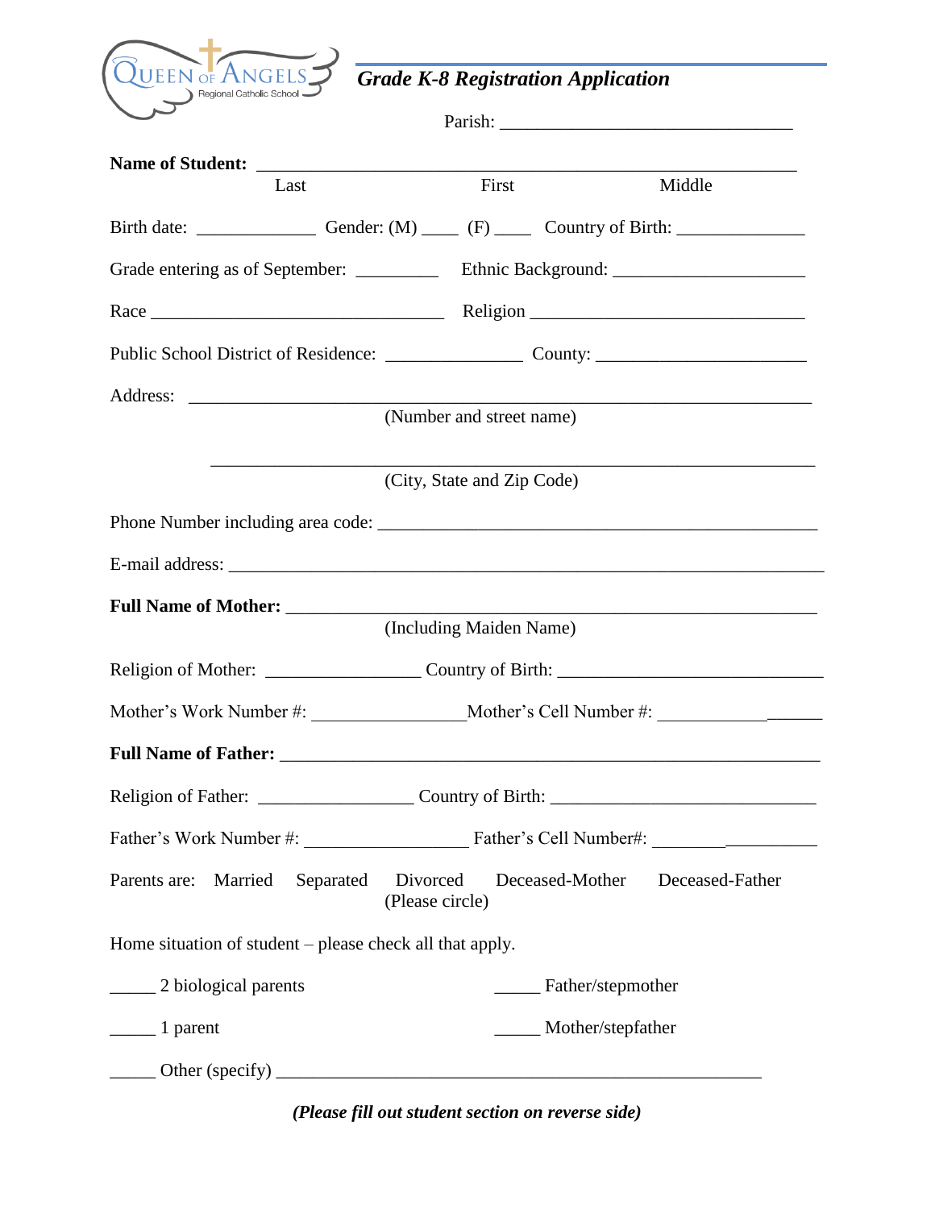QUEEN OF ANGELS Regional Catholic School

## *Grade K-8 Registration Application*

Parish: ______________________________

**Name of Student:** ________________________________________________________

Last First Middle

Birth date: ____________ Gender: (M) ____ (F) ____ Country of Birth: ______________

Grade entering as of September: _________ Ethnic Background: ____________________

Race ______________________________ Religion ____________________________

Public School District of Residence: ______________ County: ______________________

Address: ________________________________________________________________

(Number and street name)

________________________________________________________________

(City, State and Zip Code)

Phone Number including area code: ___________________________________________

E-mail address: _______________________________________________________________

**Full Name of Mother:** ________________________________________________________

(Including Maiden Name)

Religion of Mother: ________________ Country of Birth: ___________________________

Mother's Work Number #: ________________Mother's Cell Number #: ________________

**Full Name of Father:** _________________________________________________________

Religion of Father: ________________ Country of Birth: ___________________________

Father's Work Number #: _________________ Father's Cell Number#: ________________

Parents are: Married Separated Divorced Deceased-Mother Deceased-Father
(Please circle)

Home situation of student – please check all that apply.

_____ 2 biological parents _____ Father/stepmother

_____ 1 parent _____ Mother/stepfather

_____ Other (specify) ________________________________________________

***(Please fill out student section on reverse side)***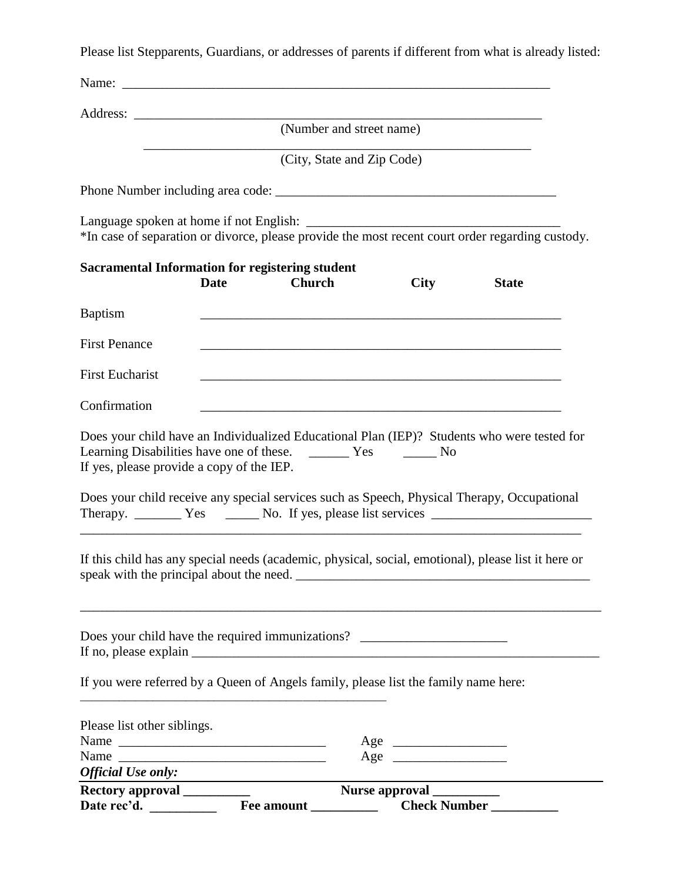Please list Stepparents, Guardians, or addresses of parents if different from what is already listed:

Name: ___________________________________________________________________

Address: _______________________________________________________________

(Number and street name)

_______________________________________________________________

(City, State and Zip Code)

Phone Number including area code: ____________________________________________

Language spoken at home if not English: _____________________________________

*In case of separation or divorce, please provide the most recent court order regarding custody.

**Sacramental Information for registering student**

| | Date | Church | City | State |
|---|---|---|---|---|
| Baptism | | | | |
| First Penance | | | | |
| First Eucharist | | | | |
| Confirmation | | | | |

Does your child have an Individualized Educational Plan (IEP)? Students who were tested for Learning Disabilities have one of these. ______ Yes _____ No

If yes, please provide a copy of the IEP.

Does your child receive any special services such as Speech, Physical Therapy, Occupational Therapy. _______ Yes _____ No. If yes, please list services ________________________

_____________________________________________________________________________

If this child has any special needs (academic, physical, social, emotional), please list it here or speak with the principal about the need. _____________________________________________

_____________________________________________________________________________

Does your child have the required immunizations? ______________________

If no, please explain ___________________________________________________________

If you were referred by a Queen of Angels family, please list the family name here:

_______________________________________________

Please list other siblings.

Name _______________________________ Age _________________

Name _______________________________ Age _________________

***Official Use only:***

**Rectory approval __________** **Nurse approval __________**

**Date rec'd. __________** **Fee amount __________** **Check Number __________**